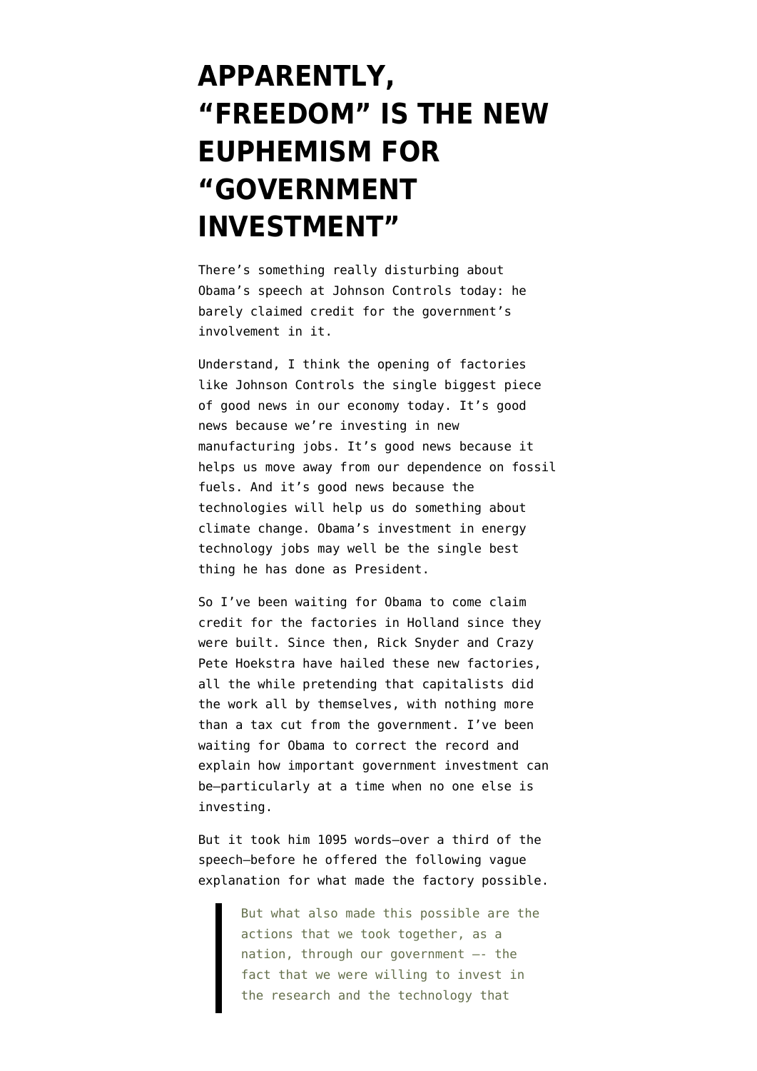# APPARENTLY, "FREEDOM" IS THE NEW EUPHEMISM FOR "GOVERNMENT INVESTMENT"

There's something really disturbing about Obama's speech at Johnson Controls today: he barely claimed credit for the government's involvement in it.

Understand, I think the opening of factories like Johnson Controls the single biggest piece of good news in our economy today. It's good news because we're investing in new manufacturing jobs. It's good news because it helps us move away from our dependence on fossil fuels. And it's good news because the technologies will help us do something about climate change. Obama's investment in energy technology jobs may well be the single best thing he has done as President.

So I've been waiting for Obama to come claim credit for the factories in Holland since they were built. Since then, Rick Snyder and Crazy Pete Hoekstra have hailed these new factories, all the while pretending that capitalists did the work all by themselves, with nothing more than a tax cut from the government. I've been waiting for Obama to correct the record and explain how important government investment can be—particularly at a time when no one else is investing.

But it took him 1095 words—over a third of the speech—before he offered the following vague explanation for what made the factory possible.

> But what also made this possible are the actions that we took together, as a nation, through our government –- the fact that we were willing to invest in the research and the technology that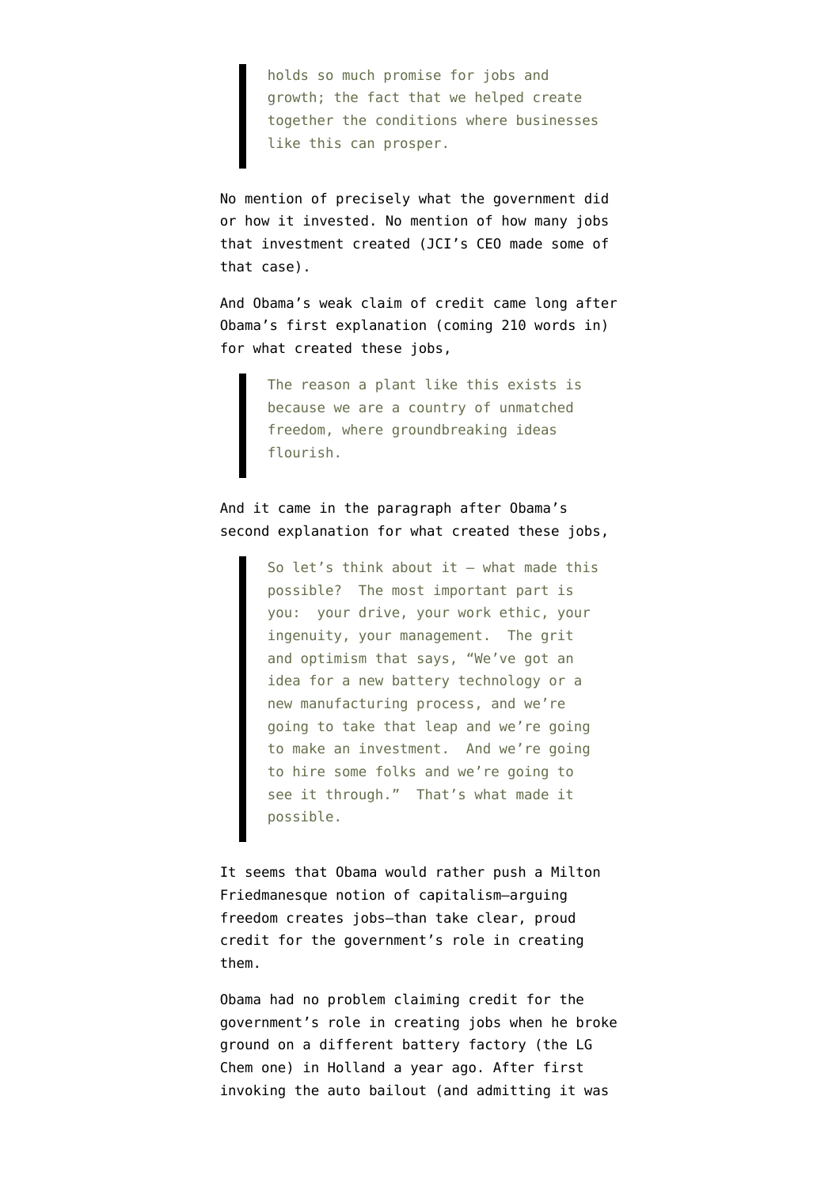> holds so much promise for jobs and growth; the fact that we helped create together the conditions where businesses like this can prosper.

No mention of precisely what the government did or how it invested. No mention of how many jobs that investment created (JCI's CEO made some of that case).

And Obama's weak claim of credit came long after Obama's first explanation (coming 210 words in) for what created these jobs,

> The reason a plant like this exists is because we are a country of unmatched freedom, where groundbreaking ideas flourish.

And it came in the paragraph after Obama's second explanation for what created these jobs,

> So let's think about it — what made this possible? The most important part is you: your drive, your work ethic, your ingenuity, your management. The grit and optimism that says, "We've got an idea for a new battery technology or a new manufacturing process, and we're going to take that leap and we're going to make an investment. And we're going to hire some folks and we're going to see it through." That's what made it possible.

It seems that Obama would rather push a Milton Friedmanesque notion of capitalism—arguing freedom creates jobs—than take clear, proud credit for the government's role in creating them.

Obama had no problem claiming credit for the government's role in creating jobs when he broke ground on a different battery factory (the LG Chem one) in Holland a year ago. After first invoking the auto bailout (and admitting it was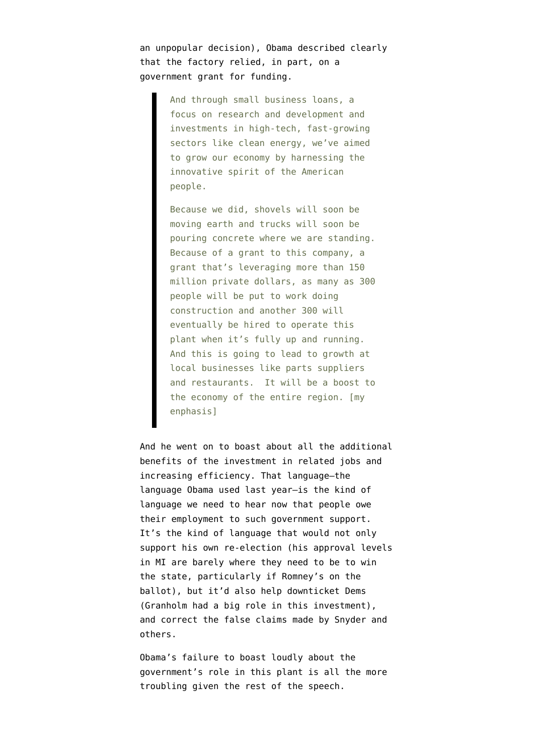an unpopular decision), Obama described clearly that the factory relied, in part, on a government grant for funding.

> And through small business loans, a focus on research and development and investments in high-tech, fast-growing sectors like clean energy, we've aimed to grow our economy by harnessing the innovative spirit of the American people.
>
> Because we did, shovels will soon be moving earth and trucks will soon be pouring concrete where we are standing. Because of a grant to this company, a grant that's leveraging more than 150 million private dollars, as many as 300 people will be put to work doing construction and another 300 will eventually be hired to operate this plant when it's fully up and running. And this is going to lead to growth at local businesses like parts suppliers and restaurants. It will be a boost to the economy of the entire region. [my enphasis]

And he went on to boast about all the additional benefits of the investment in related jobs and increasing efficiency. That language–the language Obama used last year–is the kind of language we need to hear now that people owe their employment to such government support. It's the kind of language that would not only support his own re-election (his approval levels in MI are barely where they need to be to win the state, particularly if Romney's on the ballot), but it'd also help downticket Dems (Granholm had a big role in this investment), and correct the false claims made by Snyder and others.

Obama's failure to boast loudly about the government's role in this plant is all the more troubling given the rest of the speech.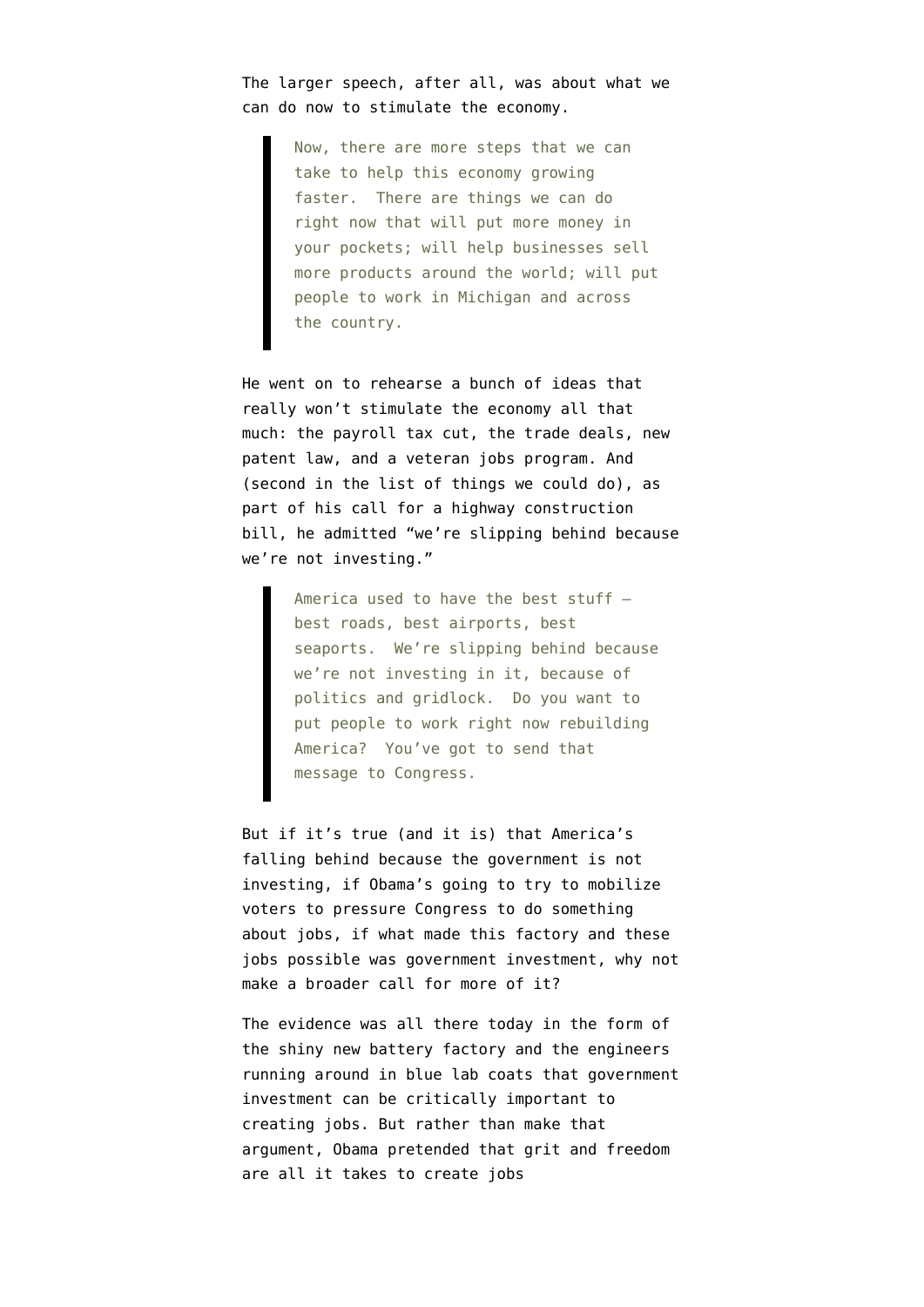The larger speech, after all, was about what we can do now to stimulate the economy.

> Now, there are more steps that we can take to help this economy growing faster. There are things we can do right now that will put more money in your pockets; will help businesses sell more products around the world; will put people to work in Michigan and across the country.

He went on to rehearse a bunch of ideas that really won't stimulate the economy all that much: the payroll tax cut, the trade deals, new patent law, and a veteran jobs program. And (second in the list of things we could do), as part of his call for a highway construction bill, he admitted "we're slipping behind because we're not investing."

> America used to have the best stuff — best roads, best airports, best seaports. We're slipping behind because we're not investing in it, because of politics and gridlock. Do you want to put people to work right now rebuilding America? You've got to send that message to Congress.

But if it's true (and it is) that America's falling behind because the government is not investing, if Obama's going to try to mobilize voters to pressure Congress to do something about jobs, if what made this factory and these jobs possible was government investment, why not make a broader call for more of it?

The evidence was all there today in the form of the shiny new battery factory and the engineers running around in blue lab coats that government investment can be critically important to creating jobs. But rather than make that argument, Obama pretended that grit and freedom are all it takes to create jobs